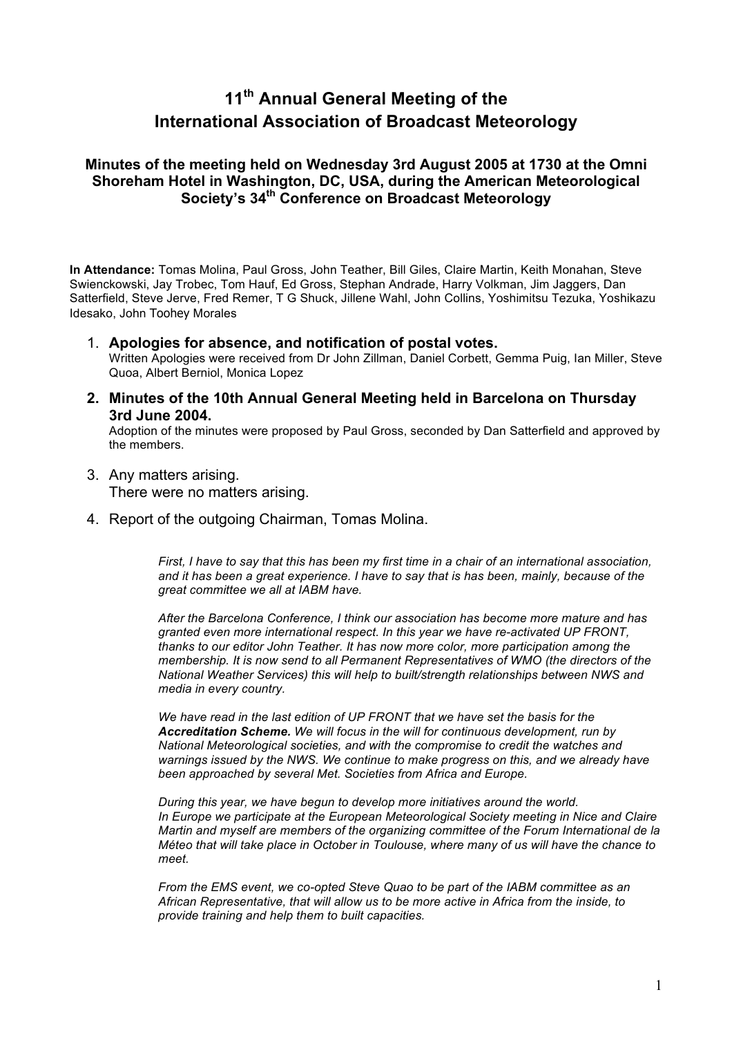# 11th Annual General Meeting of the International Association of Broadcast Meteorology

### Minutes of the meeting held on Wednesday 3rd August 2005 at 1730 at the Omni Shoreham Hotel in Washington, DC, USA, during the American Meteorological Society's 34th Conference on Broadcast Meteorology

**In Attendance:** Tomas Molina, Paul Gross, John Teather, Bill Giles, Claire Martin, Keith Monahan, Steve Swienckowski, Jay Trobec, Tom Hauf, Ed Gross, Stephan Andrade, Harry Volkman, Jim Jaggers, Dan Satterfield, Steve Jerve, Fred Remer, T G Shuck, Jillene Wahl, John Collins, Yoshimitsu Tezuka, Yoshikazu Idesako, John Toohey Morales

1. **Apologies for absence, and notification of postal votes.**
   Written Apologies were received from Dr John Zillman, Daniel Corbett, Gemma Puig, Ian Miller, Steve Quoa, Albert Berniol, Monica Lopez

2. **Minutes of the 10th Annual General Meeting held in Barcelona on Thursday 3rd June 2004.**
   Adoption of the minutes were proposed by Paul Gross, seconded by Dan Satterfield and approved by the members.

3. Any matters arising.
   There were no matters arising.

4. Report of the outgoing Chairman, Tomas Molina.

   *First, I have to say that this has been my first time in a chair of an international association, and it has been a great experience. I have to say that is has been, mainly, because of the great committee we all at IABM have.*

   *After the Barcelona Conference, I think our association has become more mature and has granted even more international respect. In this year we have re-activated UP FRONT, thanks to our editor John Teather. It has now more color, more participation among the membership. It is now send to all Permanent Representatives of WMO (the directors of the National Weather Services) this will help to built/strength relationships between NWS and media in every country.*

   *We have read in the last edition of UP FRONT that we have set the basis for the **Accreditation Scheme.** We will focus in the will for continuous development, run by National Meteorological societies, and with the compromise to credit the watches and warnings issued by the NWS. We continue to make progress on this, and we already have been approached by several Met. Societies from Africa and Europe.*

   *During this year, we have begun to develop more initiatives around the world. In Europe we participate at the European Meteorological Society meeting in Nice and Claire Martin and myself are members of the organizing committee of the Forum International de la Méteo that will take place in October in Toulouse, where many of us will have the chance to meet.*

   *From the EMS event, we co-opted Steve Quao to be part of the IABM committee as an African Representative, that will allow us to be more active in Africa from the inside, to provide training and help them to built capacities.*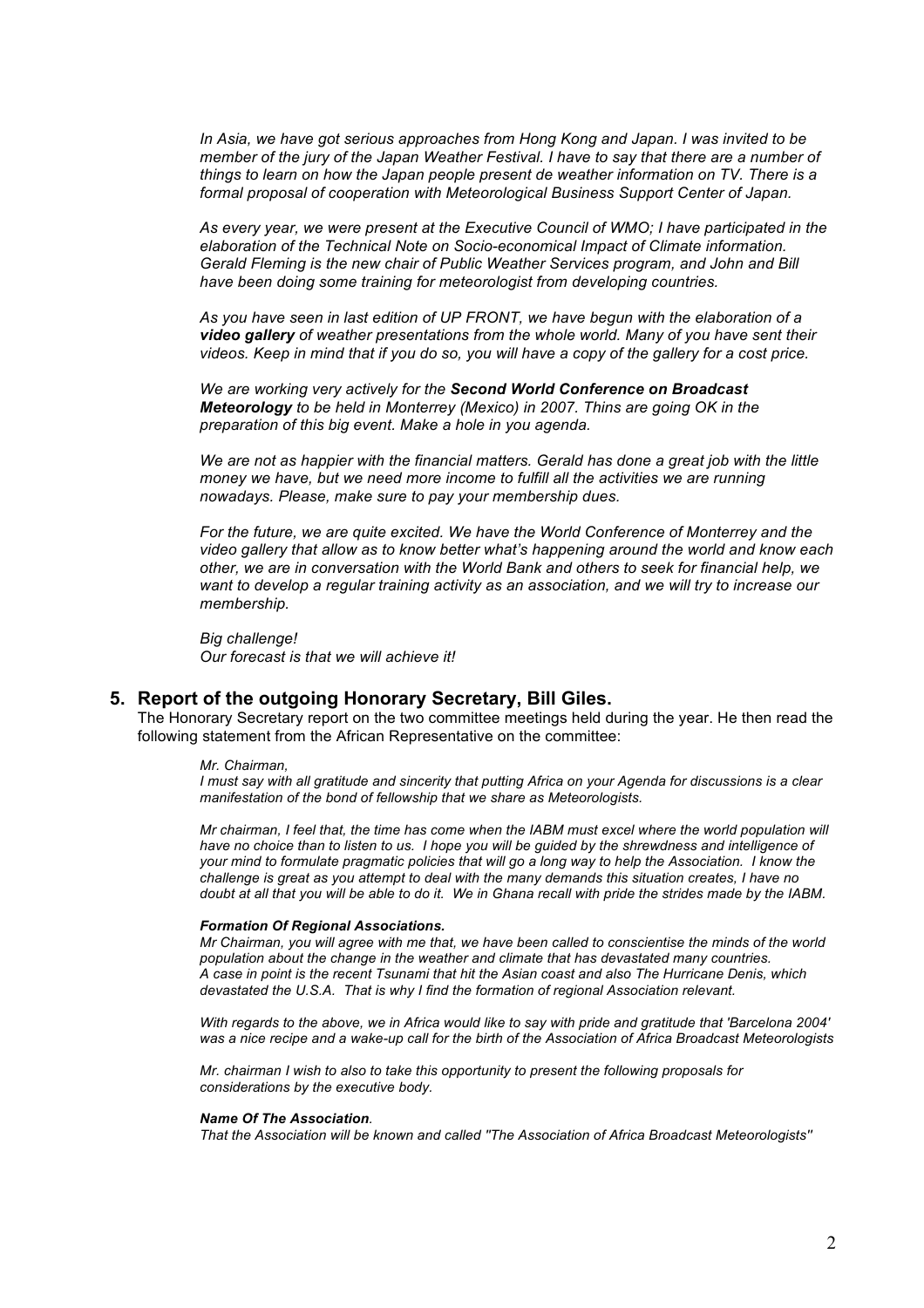*In Asia, we have got serious approaches from Hong Kong and Japan. I was invited to be member of the jury of the Japan Weather Festival. I have to say that there are a number of things to learn on how the Japan people present de weather information on TV. There is a formal proposal of cooperation with Meteorological Business Support Center of Japan.*

*As every year, we were present at the Executive Council of WMO; I have participated in the elaboration of the Technical Note on Socio-economical Impact of Climate information. Gerald Fleming is the new chair of Public Weather Services program, and John and Bill have been doing some training for meteorologist from developing countries.*

*As you have seen in last edition of UP FRONT, we have begun with the elaboration of a **video gallery** of weather presentations from the whole world. Many of you have sent their videos. Keep in mind that if you do so, you will have a copy of the gallery for a cost price.*

*We are working very actively for the **Second World Conference on Broadcast Meteorology** to be held in Monterrey (Mexico) in 2007. Thins are going OK in the preparation of this big event. Make a hole in you agenda.*

*We are not as happier with the financial matters. Gerald has done a great job with the little money we have, but we need more income to fulfill all the activities we are running nowadays. Please, make sure to pay your membership dues.*

*For the future, we are quite excited. We have the World Conference of Monterrey and the video gallery that allow as to know better what's happening around the world and know each other, we are in conversation with the World Bank and others to seek for financial help, we want to develop a regular training activity as an association, and we will try to increase our membership.*

*Big challenge!*
*Our forecast is that we will achieve it!*

## 5. Report of the outgoing Honorary Secretary, Bill Giles.

The Honorary Secretary report on the two committee meetings held during the year. He then read the following statement from the African Representative on the committee:

*Mr. Chairman,*
*I must say with all gratitude and sincerity that putting Africa on your Agenda for discussions is a clear manifestation of the bond of fellowship that we share as Meteorologists.*

*Mr chairman, I feel that, the time has come when the IABM must excel where the world population will have no choice than to listen to us. I hope you will be guided by the shrewdness and intelligence of your mind to formulate pragmatic policies that will go a long way to help the Association. I know the challenge is great as you attempt to deal with the many demands this situation creates, I have no doubt at all that you will be able to do it. We in Ghana recall with pride the strides made by the IABM.*

***Formation Of Regional Associations.***
*Mr Chairman, you will agree with me that, we have been called to conscientise the minds of the world population about the change in the weather and climate that has devastated many countries. A case in point is the recent Tsunami that hit the Asian coast and also The Hurricane Denis, which devastated the U.S.A. That is why I find the formation of regional Association relevant.*

*With regards to the above, we in Africa would like to say with pride and gratitude that 'Barcelona 2004' was a nice recipe and a wake-up call for the birth of the Association of Africa Broadcast Meteorologists*

*Mr. chairman I wish to also to take this opportunity to present the following proposals for considerations by the executive body.*

***Name Of The Association.***
*That the Association will be known and called ''The Association of Africa Broadcast Meteorologists''*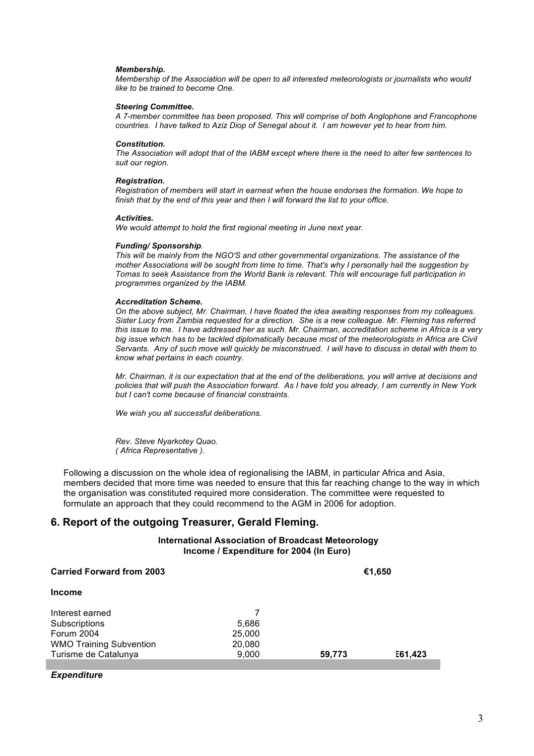***Membership.***
*Membership of the Association will be open to all interested meteorologists or journalists who would like to be trained to become One.*

***Steering Committee.***
*A 7-member committee has been proposed. This will comprise of both Anglophone and Francophone countries. I have talked to Aziz Diop of Senegal about it. I am however yet to hear from him.*

***Constitution.***
*The Association will adopt that of the IABM except where there is the need to alter few sentences to suit our region.*

***Registration.***
*Registration of members will start in earnest when the house endorses the formation. We hope to finish that by the end of this year and then I will forward the list to your office.*

***Activities.***
*We would attempt to hold the first regional meeting in June next year.*

***Funding/ Sponsorship.***
*This will be mainly from the NGO'S and other governmental organizations. The assistance of the mother Associations will be sought from time to time. That's why I personally hail the suggestion by Tomas to seek Assistance from the World Bank is relevant. This will encourage full participation in programmes organized by the IABM.*

***Accreditation Scheme.***
*On the above subject, Mr. Chairman, I have floated the idea awaiting responses from my colleagues. Sister Lucy from Zambia requested for a direction. She is a new colleague. Mr. Fleming has referred this issue to me. I have addressed her as such. Mr. Chairman, accreditation scheme in Africa is a very big issue which has to be tackled diplomatically because most of the meteorologists in Africa are Civil Servants. Any of such move will quickly be misconstrued. I will have to discuss in detail with them to know what pertains in each country.*

*Mr. Chairman, it is our expectation that at the end of the deliberations, you will arrive at decisions and policies that will push the Association forward. As I have told you already, I am currently in New York but I can't come because of financial constraints.*

*We wish you all successful deliberations.*

*Rev. Steve Nyarkotey Quao.*
*( Africa Representative ).*

Following a discussion on the whole idea of regionalising the IABM, in particular Africa and Asia, members decided that more time was needed to ensure that this far reaching change to the way in which the organisation was constituted required more consideration. The committee were requested to formulate an approach that they could recommend to the AGM in 2006 for adoption.

## 6. Report of the outgoing Treasurer, Gerald Fleming.

**International Association of Broadcast Meteorology**
**Income / Expenditure for 2004 (In Euro)**

| | | | |
|---|---|---|---|
| **Carried Forward from 2003** | | | **€1,650** |
| **Income** | | | |
| Interest earned | 7 | | |
| Subscriptions | 5,686 | | |
| Forum 2004 | 25,000 | | |
| WMO Training Subvention | 20,080 | | |
| Turisme de Catalunya | 9,000 | **59,773** | **€61,423** |

***Expenditure***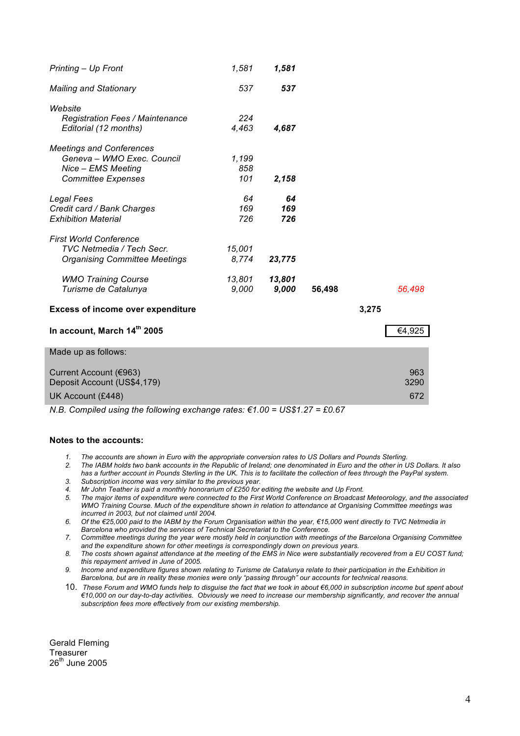| | | | | | |
|---|---|---|---|---|---|
| *Printing – Up Front* | *1,581* | ***1,581*** | | | |
| *Mailing and Stationary* | *537* | ***537*** | | | |
| *Website* | | | | | |
| *Registration Fees / Maintenance* | *224* | | | | |
| *Editorial (12 months)* | *4,463* | ***4,687*** | | | |
| *Meetings and Conferences* | | | | | |
| *Geneva – WMO Exec. Council* | *1,199* | | | | |
| *Nice – EMS Meeting* | *858* | | | | |
| *Committee Expenses* | *101* | ***2,158*** | | | |
| *Legal Fees* | *64* | ***64*** | | | |
| *Credit card / Bank Charges* | *169* | ***169*** | | | |
| *Exhibition Material* | *726* | ***726*** | | | |
| *First World Conference* | | | | | |
| *TVC Netmedia / Tech Secr.* | *15,001* | | | | |
| *Organising Committee Meetings* | *8,774* | ***23,775*** | | | |
| *WMO Training Course* | *13,801* | ***13,801*** | | | |
| *Turisme de Catalunya* | *9,000* | ***9,000*** | **56,498** | | *56,498* |
| **Excess of income over expenditure** | | | | **3,275** | |
| **In account, March 14th 2005** | | | | | €4,925 |

| Made up as follows: | |
|---|---|
| Current Account (€963) | 963 |
| Deposit Account (US$4,179) | 3290 |
| UK Account (£448) | 672 |

*N.B. Compiled using the following exchange rates: €1.00 = US$1.27 = £0.67*

**Notes to the accounts:**

1. *The accounts are shown in Euro with the appropriate conversion rates to US Dollars and Pounds Sterling.*
2. *The IABM holds two bank accounts in the Republic of Ireland; one denominated in Euro and the other in US Dollars. It also has a further account in Pounds Sterling in the UK. This is to facilitate the collection of fees through the PayPal system.*
3. *Subscription income was very similar to the previous year.*
4. *Mr John Teather is paid a monthly honorarium of £250 for editing the website and Up Front.*
5. *The major items of expenditure were connected to the First World Conference on Broadcast Meteorology, and the associated WMO Training Course. Much of the expenditure shown in relation to attendance at Organising Committee meetings was incurred in 2003, but not claimed until 2004.*
6. *Of the €25,000 paid to the IABM by the Forum Organisation within the year, €15,000 went directly to TVC Netmedia in Barcelona who provided the services of Technical Secretariat to the Conference.*
7. *Committee meetings during the year were mostly held in conjunction with meetings of the Barcelona Organising Committee and the expenditure shown for other meetings is correspondingly down on previous years.*
8. *The costs shown against attendance at the meeting of the EMS in Nice were substantially recovered from a EU COST fund; this repayment arrived in June of 2005.*
9. *Income and expenditure figures shown relating to Turisme de Catalunya relate to their participation in the Exhibition in Barcelona, but are in reality these monies were only "passing through" our accounts for technical reasons.*
10. *These Forum and WMO funds help to disguise the fact that we took in about €6,000 in subscription income but spent about €10,000 on our day-to-day activities. Obviously we need to increase our membership significantly, and recover the annual subscription fees more effectively from our existing membership.*

Gerald Fleming  
Treasurer  
26th June 2005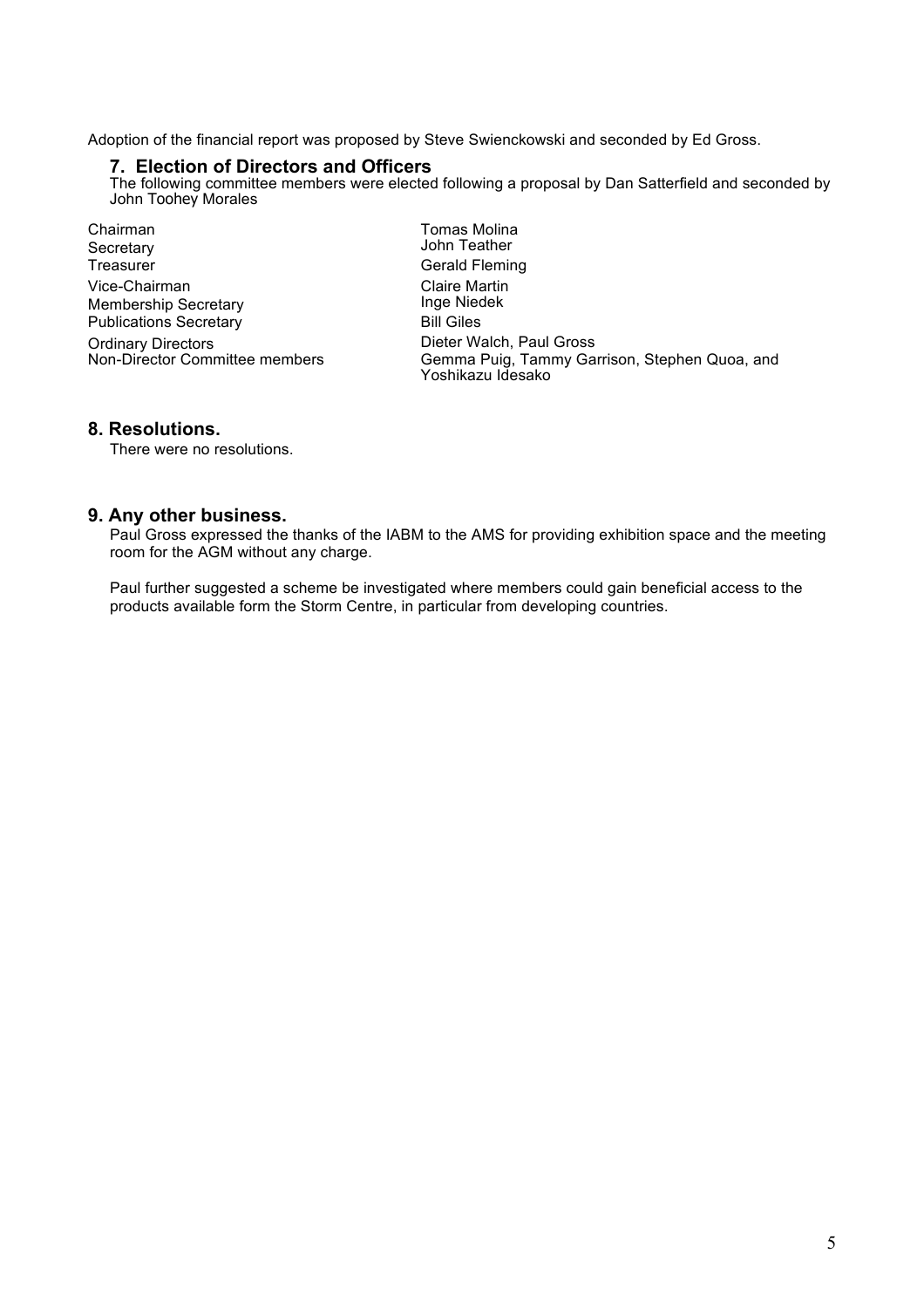Adoption of the financial report was proposed by Steve Swienckowski and seconded by Ed Gross.

## 7. Election of Directors and Officers

The following committee members were elected following a proposal by Dan Satterfield and seconded by John Toohey Morales

| | |
|---|---|
| Chairman | Tomas Molina |
| Secretary | John Teather |
| Treasurer | Gerald Fleming |
| Vice-Chairman | Claire Martin |
| Membership Secretary | Inge Niedek |
| Publications Secretary | Bill Giles |
| Ordinary Directors | Dieter Walch, Paul Gross |
| Non-Director Committee members | Gemma Puig, Tammy Garrison, Stephen Quoa, and Yoshikazu Idesako |

## 8. Resolutions.

There were no resolutions.

## 9. Any other business.

Paul Gross expressed the thanks of the IABM to the AMS for providing exhibition space and the meeting room for the AGM without any charge.

Paul further suggested a scheme be investigated where members could gain beneficial access to the products available form the Storm Centre, in particular from developing countries.